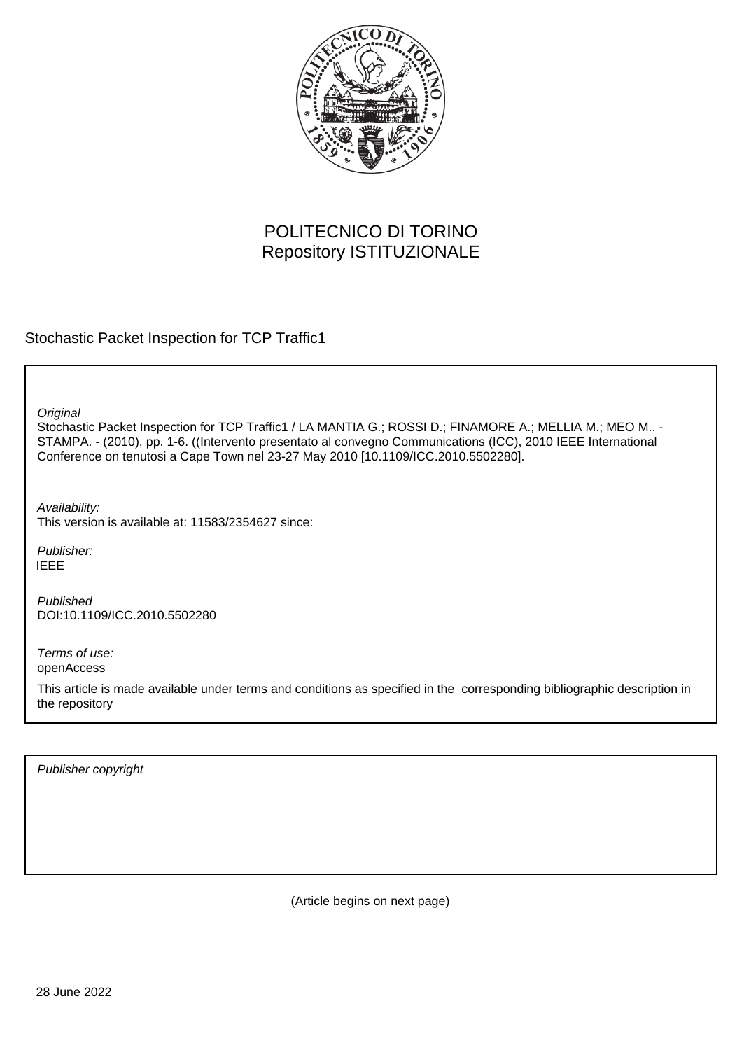POLITECNICO DI TORINO
Repository ISTITUZIONALE

Stochastic Packet Inspection for TCP Traffic1

*Original*
Stochastic Packet Inspection for TCP Traffic1 / LA MANTIA G.; ROSSI D.; FINAMORE A.; MELLIA M.; MEO M.. - STAMPA. - (2010), pp. 1-6. ((Intervento presentato al convegno Communications (ICC), 2010 IEEE International Conference on tenutosi a Cape Town nel 23-27 May 2010 [10.1109/ICC.2010.5502280].

*Availability:*
This version is available at: 11583/2354627 since:

*Publisher:*
IEEE

*Published*
DOI:10.1109/ICC.2010.5502280

*Terms of use:*
openAccess

This article is made available under terms and conditions as specified in the corresponding bibliographic description in the repository

*Publisher copyright*

(Article begins on next page)

28 June 2022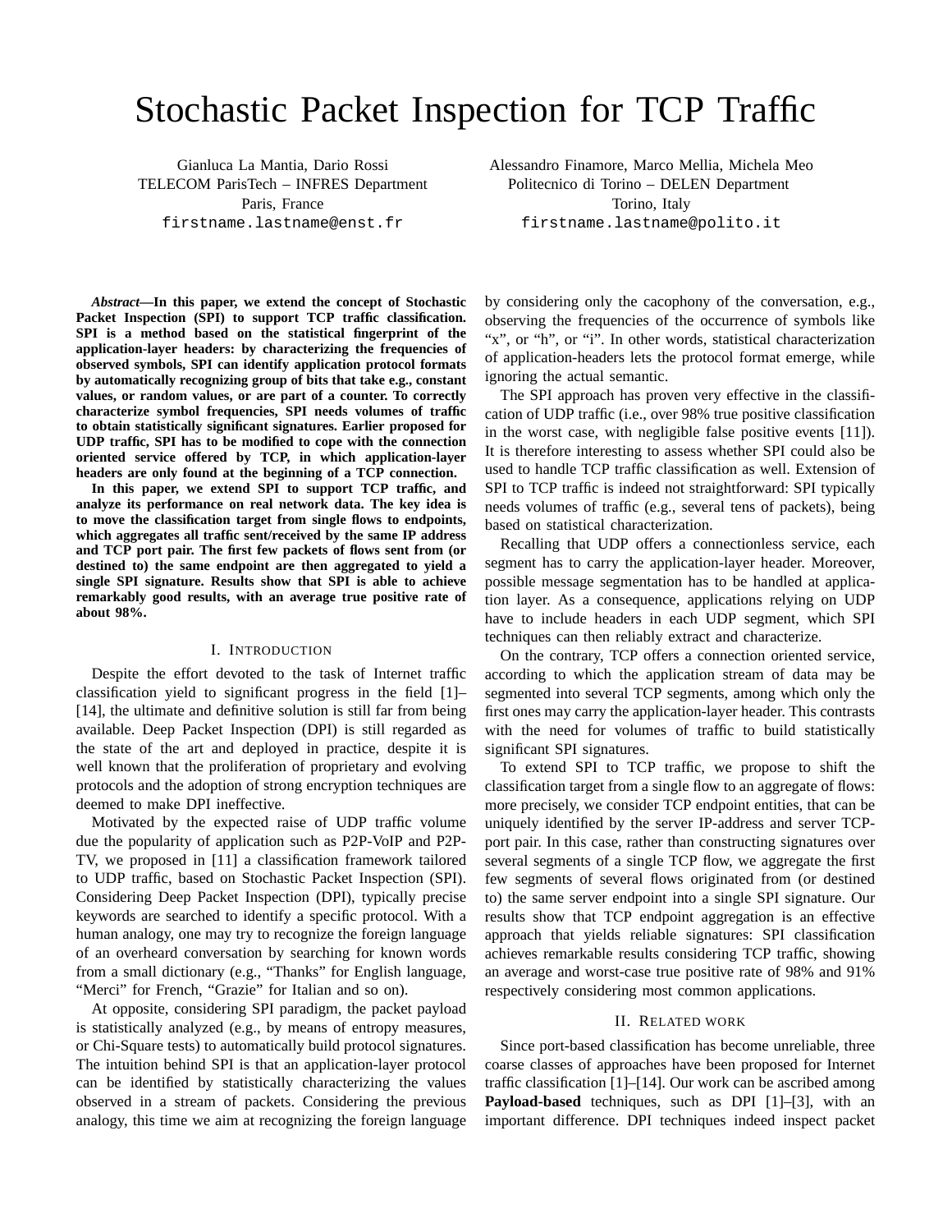# Stochastic Packet Inspection for TCP Traffic

Gianluca La Mantia, Dario Rossi
TELECOM ParisTech – INFRES Department
Paris, France
firstname.lastname@enst.fr

Alessandro Finamore, Marco Mellia, Michela Meo
Politecnico di Torino – DELEN Department
Torino, Italy
firstname.lastname@polito.it

***Abstract*—In this paper, we extend the concept of Stochastic Packet Inspection (SPI) to support TCP traffic classification. SPI is a method based on the statistical fingerprint of the application-layer headers: by characterizing the frequencies of observed symbols, SPI can identify application protocol formats by automatically recognizing group of bits that take e.g., constant values, or random values, or are part of a counter. To correctly characterize symbol frequencies, SPI needs volumes of traffic to obtain statistically significant signatures. Earlier proposed for UDP traffic, SPI has to be modified to cope with the connection oriented service offered by TCP, in which application-layer headers are only found at the beginning of a TCP connection.**

**In this paper, we extend SPI to support TCP traffic, and analyze its performance on real network data. The key idea is to move the classification target from single flows to endpoints, which aggregates all traffic sent/received by the same IP address and TCP port pair. The first few packets of flows sent from (or destined to) the same endpoint are then aggregated to yield a single SPI signature. Results show that SPI is able to achieve remarkably good results, with an average true positive rate of about 98%.**

## I. Introduction

Despite the effort devoted to the task of Internet traffic classification yield to significant progress in the field [1]–[14], the ultimate and definitive solution is still far from being available. Deep Packet Inspection (DPI) is still regarded as the state of the art and deployed in practice, despite it is well known that the proliferation of proprietary and evolving protocols and the adoption of strong encryption techniques are deemed to make DPI ineffective.

Motivated by the expected raise of UDP traffic volume due the popularity of application such as P2P-VoIP and P2P-TV, we proposed in [11] a classification framework tailored to UDP traffic, based on Stochastic Packet Inspection (SPI). Considering Deep Packet Inspection (DPI), typically precise keywords are searched to identify a specific protocol. With a human analogy, one may try to recognize the foreign language of an overheard conversation by searching for known words from a small dictionary (e.g., "Thanks" for English language, "Merci" for French, "Grazie" for Italian and so on).

At opposite, considering SPI paradigm, the packet payload is statistically analyzed (e.g., by means of entropy measures, or Chi-Square tests) to automatically build protocol signatures. The intuition behind SPI is that an application-layer protocol can be identified by statistically characterizing the values observed in a stream of packets. Considering the previous analogy, this time we aim at recognizing the foreign language by considering only the cacophony of the conversation, e.g., observing the frequencies of the occurrence of symbols like "x", or "h", or "i". In other words, statistical characterization of application-headers lets the protocol format emerge, while ignoring the actual semantic.

The SPI approach has proven very effective in the classification of UDP traffic (i.e., over 98% true positive classification in the worst case, with negligible false positive events [11]). It is therefore interesting to assess whether SPI could also be used to handle TCP traffic classification as well. Extension of SPI to TCP traffic is indeed not straightforward: SPI typically needs volumes of traffic (e.g., several tens of packets), being based on statistical characterization.

Recalling that UDP offers a connectionless service, each segment has to carry the application-layer header. Moreover, possible message segmentation has to be handled at application layer. As a consequence, applications relying on UDP have to include headers in each UDP segment, which SPI techniques can then reliably extract and characterize.

On the contrary, TCP offers a connection oriented service, according to which the application stream of data may be segmented into several TCP segments, among which only the first ones may carry the application-layer header. This contrasts with the need for volumes of traffic to build statistically significant SPI signatures.

To extend SPI to TCP traffic, we propose to shift the classification target from a single flow to an aggregate of flows: more precisely, we consider TCP endpoint entities, that can be uniquely identified by the server IP-address and server TCP-port pair. In this case, rather than constructing signatures over several segments of a single TCP flow, we aggregate the first few segments of several flows originated from (or destined to) the same server endpoint into a single SPI signature. Our results show that TCP endpoint aggregation is an effective approach that yields reliable signatures: SPI classification achieves remarkable results considering TCP traffic, showing an average and worst-case true positive rate of 98% and 91% respectively considering most common applications.

## II. Related work

Since port-based classification has become unreliable, three coarse classes of approaches have been proposed for Internet traffic classification [1]–[14]. Our work can be ascribed among **Payload-based** techniques, such as DPI [1]–[3], with an important difference. DPI techniques indeed inspect packet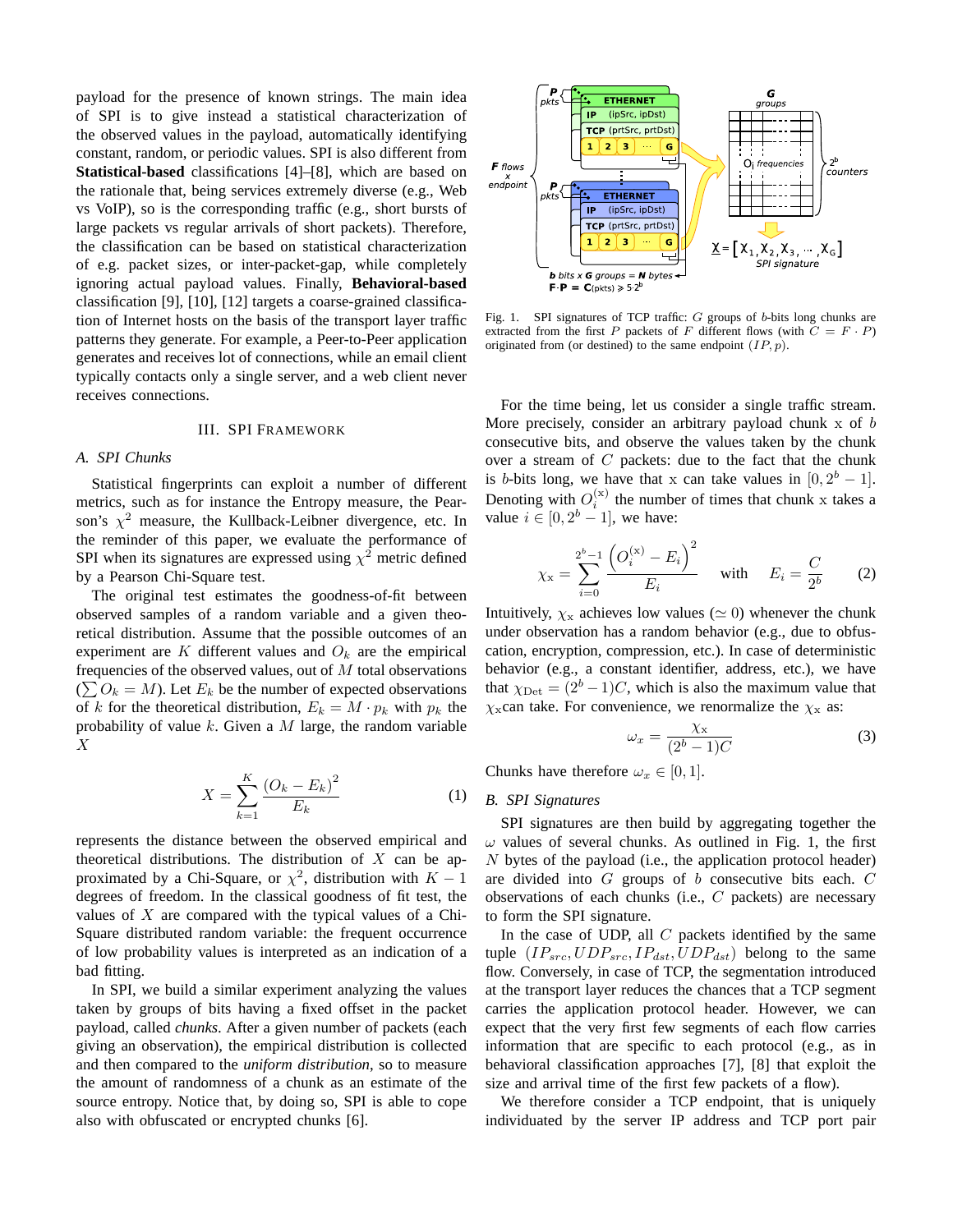payload for the presence of known strings. The main idea of SPI is to give instead a statistical characterization of the observed values in the payload, automatically identifying constant, random, or periodic values. SPI is also different from **Statistical-based** classifications [4]–[8], which are based on the rationale that, being services extremely diverse (e.g., Web vs VoIP), so is the corresponding traffic (e.g., short bursts of large packets vs regular arrivals of short packets). Therefore, the classification can be based on statistical characterization of e.g. packet sizes, or inter-packet-gap, while completely ignoring actual payload values. Finally, **Behavioral-based** classification [9], [10], [12] targets a coarse-grained classification of Internet hosts on the basis of the transport layer traffic patterns they generate. For example, a Peer-to-Peer application generates and receives lot of connections, while an email client typically contacts only a single server, and a web client never receives connections.

## III. SPI Framework

### A. SPI Chunks

Statistical fingerprints can exploit a number of different metrics, such as for instance the Entropy measure, the Pearson's $\chi^2$ measure, the Kullback-Leibner divergence, etc. In the reminder of this paper, we evaluate the performance of SPI when its signatures are expressed using $\chi^2$ metric defined by a Pearson Chi-Square test.

The original test estimates the goodness-of-fit between observed samples of a random variable and a given theoretical distribution. Assume that the possible outcomes of an experiment are $K$ different values and $O_k$ are the empirical frequencies of the observed values, out of $M$ total observations ($\sum O_k = M$). Let $E_k$ be the number of expected observations of $k$ for the theoretical distribution, $E_k = M \cdot p_k$ with $p_k$ the probability of value $k$. Given a $M$ large, the random variable $X$

$$X = \sum_{k=1}^{K} \frac{(O_k - E_k)^2}{E_k} \tag{1}$$

represents the distance between the observed empirical and theoretical distributions. The distribution of $X$ can be approximated by a Chi-Square, or $\chi^2$, distribution with $K-1$ degrees of freedom. In the classical goodness of fit test, the values of $X$ are compared with the typical values of a Chi-Square distributed random variable: the frequent occurrence of low probability values is interpreted as an indication of a bad fitting.

In SPI, we build a similar experiment analyzing the values taken by groups of bits having a fixed offset in the packet payload, called *chunks*. After a given number of packets (each giving an observation), the empirical distribution is collected and then compared to the *uniform distribution*, so to measure the amount of randomness of a chunk as an estimate of the source entropy. Notice that, by doing so, SPI is able to cope also with obfuscated or encrypted chunks [6].

Fig. 1. SPI signatures of TCP traffic: $G$ groups of $b$-bits long chunks are extracted from the first $P$ packets of $F$ different flows (with $C = F \cdot P$) originated from (or destined) to the same endpoint $(IP, p)$.

For the time being, let us consider a single traffic stream. More precisely, consider an arbitrary payload chunk $\mathrm{x}$ of $b$ consecutive bits, and observe the values taken by the chunk over a stream of $C$ packets: due to the fact that the chunk is $b$-bits long, we have that $\mathrm{x}$ can take values in $[0, 2^b - 1]$. Denoting with $O_i^{(\mathrm{x})}$ the number of times that chunk $\mathrm{x}$ takes a value $i \in [0, 2^b - 1]$, we have:

$$\chi_{\mathrm{x}} = \sum_{i=0}^{2^b-1} \frac{\left(O_i^{(\mathrm{x})} - E_i\right)^2}{E_i} \quad \text{with} \quad E_i = \frac{C}{2^b} \tag{2}$$

Intuitively, $\chi_{\mathrm{x}}$ achieves low values ($\simeq 0$) whenever the chunk under observation has a random behavior (e.g., due to obfuscation, encryption, compression, etc.). In case of deterministic behavior (e.g., a constant identifier, address, etc.), we have that $\chi_{\mathrm{Det}} = (2^b - 1)C$, which is also the maximum value that $\chi_{\mathrm{x}}$can take. For convenience, we renormalize the $\chi_{\mathrm{x}}$ as:

$$\omega_x = \frac{\chi_{\mathrm{x}}}{(2^b - 1)C} \tag{3}$$

Chunks have therefore $\omega_x \in [0, 1]$.

### B. SPI Signatures

SPI signatures are then build by aggregating together the $\omega$ values of several chunks. As outlined in Fig. 1, the first $N$ bytes of the payload (i.e., the application protocol header) are divided into $G$ groups of $b$ consecutive bits each. $C$ observations of each chunks (i.e., $C$ packets) are necessary to form the SPI signature.

In the case of UDP, all $C$ packets identified by the same tuple $(IP_{src}, UDP_{src}, IP_{dst}, UDP_{dst})$ belong to the same flow. Conversely, in case of TCP, the segmentation introduced at the transport layer reduces the chances that a TCP segment carries the application protocol header. However, we can expect that the very first few segments of each flow carries information that are specific to each protocol (e.g., as in behavioral classification approaches [7], [8] that exploit the size and arrival time of the first few packets of a flow).

We therefore consider a TCP endpoint, that is uniquely individuated by the server IP address and TCP port pair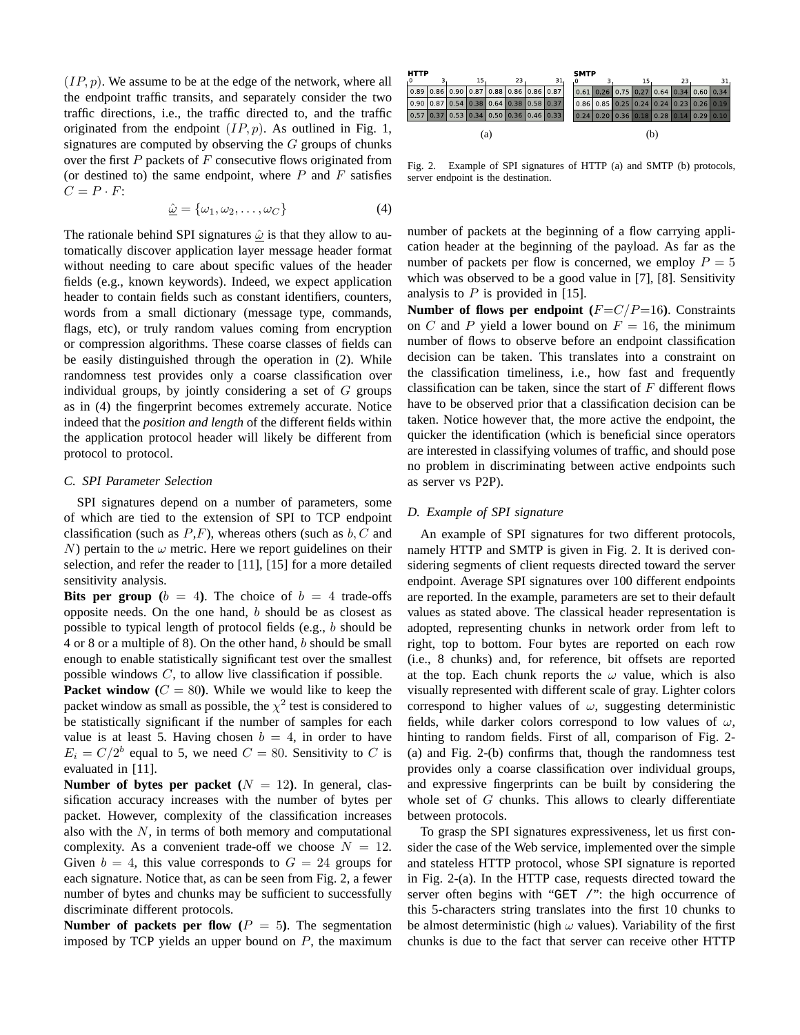$(IP, p)$. We assume to be at the edge of the network, where all the endpoint traffic transits, and separately consider the two traffic directions, i.e., the traffic directed to, and the traffic originated from the endpoint $(IP, p)$. As outlined in Fig. 1, signatures are computed by observing the $G$ groups of chunks over the first $P$ packets of $F$ consecutive flows originated from (or destined to) the same endpoint, where $P$ and $F$ satisfies $C = P \cdot F$:

$$\underline{\hat{\omega}} = \{\omega_1, \omega_2, \dots, \omega_C\} \tag{4}$$

The rationale behind SPI signatures $\hat{\omega}$ is that they allow to automatically discover application layer message header format without needing to care about specific values of the header fields (e.g., known keywords). Indeed, we expect application header to contain fields such as constant identifiers, counters, words from a small dictionary (message type, commands, flags, etc), or truly random values coming from encryption or compression algorithms. These coarse classes of fields can be easily distinguished through the operation in (2). While randomness test provides only a coarse classification over individual groups, by jointly considering a set of $G$ groups as in (4) the fingerprint becomes extremely accurate. Notice indeed that the *position and length* of the different fields within the application protocol header will likely be different from protocol to protocol.

### C. SPI Parameter Selection

SPI signatures depend on a number of parameters, some of which are tied to the extension of SPI to TCP endpoint classification (such as $P$,$F$), whereas others (such as $b, C$ and $N$) pertain to the $\omega$ metric. Here we report guidelines on their selection, and refer the reader to [11], [15] for a more detailed sensitivity analysis.

**Bits per group ($b = 4$)**. The choice of $b = 4$ trade-offs opposite needs. On the one hand, $b$ should be as closest as possible to typical length of protocol fields (e.g., $b$ should be 4 or 8 or a multiple of 8). On the other hand, $b$ should be small enough to enable statistically significant test over the smallest possible windows $C$, to allow live classification if possible.

**Packet window ($C = 80$)**. While we would like to keep the packet window as small as possible, the $\chi^2$ test is considered to be statistically significant if the number of samples for each value is at least 5. Having chosen $b = 4$, in order to have $E_i = C/2^b$ equal to 5, we need $C = 80$. Sensitivity to $C$ is evaluated in [11].

**Number of bytes per packet ($N = 12$)**. In general, classification accuracy increases with the number of bytes per packet. However, complexity of the classification increases also with the $N$, in terms of both memory and computational complexity. As a convenient trade-off we choose $N = 12$. Given $b = 4$, this value corresponds to $G = 24$ groups for each signature. Notice that, as can be seen from Fig. 2, a fewer number of bytes and chunks may be sufficient to successfully discriminate different protocols.

**Number of packets per flow ($P = 5$)**. The segmentation imposed by TCP yields an upper bound on $P$, the maximum number of packets at the beginning of a flow carrying application header at the beginning of the payload. As far as the number of packets per flow is concerned, we employ $P = 5$ which was observed to be a good value in [7], [8]. Sensitivity analysis to $P$ is provided in [15].

**Number of flows per endpoint ($F$=$C/P$=16)**. Constraints on $C$ and $P$ yield a lower bound on $F = 16$, the minimum number of flows to observe before an endpoint classification decision can be taken. This translates into a constraint on the classification timeliness, i.e., how fast and frequently classification can be taken, since the start of $F$ different flows have to be observed prior that a classification decision can be taken. Notice however that, the more active the endpoint, the quicker the identification (which is beneficial since operators are interested in classifying volumes of traffic, and should pose no problem in discriminating between active endpoints such as server vs P2P).

**HTTP** (bit offsets 0, 3, 15, 23, 31)

| | | | | | | | |
|---|---|---|---|---|---|---|---|
| 0.89 | 0.86 | 0.90 | 0.87 | 0.88 | 0.86 | 0.86 | 0.87 |
| 0.90 | 0.87 | 0.54 | 0.38 | 0.64 | 0.38 | 0.58 | 0.37 |
| 0.57 | 0.37 | 0.53 | 0.34 | 0.50 | 0.36 | 0.46 | 0.33 |

(a)

**SMTP** (bit offsets 0, 3, 15, 23, 31)

| | | | | | | | |
|---|---|---|---|---|---|---|---|
| 0.61 | 0.26 | 0.75 | 0.27 | 0.64 | 0.34 | 0.60 | 0.34 |
| 0.86 | 0.85 | 0.25 | 0.24 | 0.24 | 0.23 | 0.26 | 0.19 |
| 0.24 | 0.20 | 0.36 | 0.18 | 0.28 | 0.14 | 0.29 | 0.10 |

(b)

Fig. 2. Example of SPI signatures of HTTP (a) and SMTP (b) protocols, server endpoint is the destination.

### D. Example of SPI signature

An example of SPI signatures for two different protocols, namely HTTP and SMTP is given in Fig. 2. It is derived considering segments of client requests directed toward the server endpoint. Average SPI signatures over 100 different endpoints are reported. In the example, parameters are set to their default values as stated above. The classical header representation is adopted, representing chunks in network order from left to right, top to bottom. Four bytes are reported on each row (i.e., 8 chunks) and, for reference, bit offsets are reported at the top. Each chunk reports the $\omega$ value, which is also visually represented with different scale of gray. Lighter colors correspond to higher values of $\omega$, suggesting deterministic fields, while darker colors correspond to low values of $\omega$, hinting to random fields. First of all, comparison of Fig. 2-(a) and Fig. 2-(b) confirms that, though the randomness test provides only a coarse classification over individual groups, and expressive fingerprints can be built by considering the whole set of $G$ chunks. This allows to clearly differentiate between protocols.

To grasp the SPI signatures expressiveness, let us first consider the case of the Web service, implemented over the simple and stateless HTTP protocol, whose SPI signature is reported in Fig. 2-(a). In the HTTP case, requests directed toward the server often begins with "`GET /`": the high occurrence of this 5-characters string translates into the first 10 chunks to be almost deterministic (high $\omega$ values). Variability of the first chunks is due to the fact that server can receive other HTTP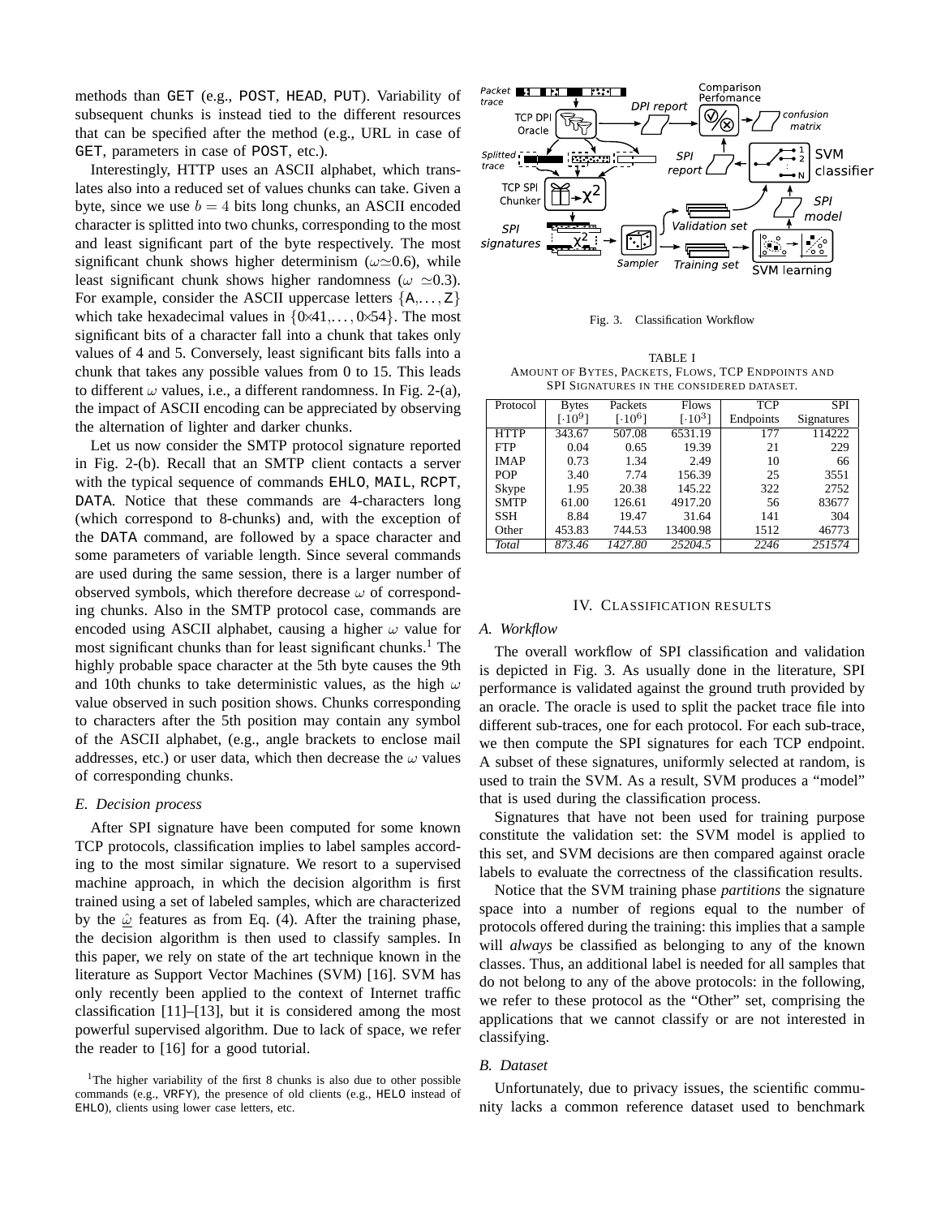methods than GET (e.g., POST, HEAD, PUT). Variability of subsequent chunks is instead tied to the different resources that can be specified after the method (e.g., URL in case of GET, parameters in case of POST, etc.).

Interestingly, HTTP uses an ASCII alphabet, which translates also into a reduced set of values chunks can take. Given a byte, since we use $b = 4$ bits long chunks, an ASCII encoded character is splitted into two chunks, corresponding to the most and least significant part of the byte respectively. The most significant chunk shows higher determinism ($\omega \simeq 0.6$), while least significant chunk shows higher randomness ($\omega \simeq 0.3$). For example, consider the ASCII uppercase letters $\{A, \ldots, Z\}$ which take hexadecimal values in $\{0\times 41, \ldots, 0\times 54\}$. The most significant bits of a character fall into a chunk that takes only values of 4 and 5. Conversely, least significant bits falls into a chunk that takes any possible values from 0 to 15. This leads to different $\omega$ values, i.e., a different randomness. In Fig. 2-(a), the impact of ASCII encoding can be appreciated by observing the alternation of lighter and darker chunks.

Let us now consider the SMTP protocol signature reported in Fig. 2-(b). Recall that an SMTP client contacts a server with the typical sequence of commands EHLO, MAIL, RCPT, DATA. Notice that these commands are 4-characters long (which correspond to 8-chunks) and, with the exception of the DATA command, are followed by a space character and some parameters of variable length. Since several commands are used during the same session, there is a larger number of observed symbols, which therefore decrease $\omega$ of corresponding chunks. Also in the SMTP protocol case, commands are encoded using ASCII alphabet, causing a higher $\omega$ value for most significant chunks than for least significant chunks.[1] The highly probable space character at the 5th byte causes the 9th and 10th chunks to take deterministic values, as the high $\omega$ value observed in such position shows. Chunks corresponding to characters after the 5th position may contain any symbol of the ASCII alphabet, (e.g., angle brackets to enclose mail addresses, etc.) or user data, which then decrease the $\omega$ values of corresponding chunks.

### E. Decision process

After SPI signature have been computed for some known TCP protocols, classification implies to label samples according to the most similar signature. We resort to a supervised machine approach, in which the decision algorithm is first trained using a set of labeled samples, which are characterized by the $\underline{\hat{\omega}}$ features as from Eq. (4). After the training phase, the decision algorithm is then used to classify samples. In this paper, we rely on state of the art technique known in the literature as Support Vector Machines (SVM) [16]. SVM has only recently been applied to the context of Internet traffic classification [11]–[13], but it is considered among the most powerful supervised algorithm. Due to lack of space, we refer the reader to [16] for a good tutorial.

[1] The higher variability of the first 8 chunks is also due to other possible commands (e.g., VRFY), the presence of old clients (e.g., HELO instead of EHLO), clients using lower case letters, etc.

Fig. 3. Classification Workflow

TABLE I
AMOUNT OF BYTES, PACKETS, FLOWS, TCP ENDPOINTS AND SPI SIGNATURES IN THE CONSIDERED DATASET.

| Protocol | Bytes $[\cdot 10^9]$ | Packets $[\cdot 10^6]$ | Flows $[\cdot 10^3]$ | TCP Endpoints | SPI Signatures |
|---|---|---|---|---|---|
| HTTP | 343.67 | 507.08 | 6531.19 | 177 | 114222 |
| FTP | 0.04 | 0.65 | 19.39 | 21 | 229 |
| IMAP | 0.73 | 1.34 | 2.49 | 10 | 66 |
| POP | 3.40 | 7.74 | 156.39 | 25 | 3551 |
| Skype | 1.95 | 20.38 | 145.22 | 322 | 2752 |
| SMTP | 61.00 | 126.61 | 4917.20 | 56 | 83677 |
| SSH | 8.84 | 19.47 | 31.64 | 141 | 304 |
| Other | 453.83 | 744.53 | 13400.98 | 1512 | 46773 |
| *Total* | *873.46* | *1427.80* | *25204.5* | *2246* | *251574* |

## IV. CLASSIFICATION RESULTS

### A. Workflow

The overall workflow of SPI classification and validation is depicted in Fig. 3. As usually done in the literature, SPI performance is validated against the ground truth provided by an oracle. The oracle is used to split the packet trace file into different sub-traces, one for each protocol. For each sub-trace, we then compute the SPI signatures for each TCP endpoint. A subset of these signatures, uniformly selected at random, is used to train the SVM. As a result, SVM produces a "model" that is used during the classification process.

Signatures that have not been used for training purpose constitute the validation set: the SVM model is applied to this set, and SVM decisions are then compared against oracle labels to evaluate the correctness of the classification results.

Notice that the SVM training phase *partitions* the signature space into a number of regions equal to the number of protocols offered during the training: this implies that a sample will *always* be classified as belonging to any of the known classes. Thus, an additional label is needed for all samples that do not belong to any of the above protocols: in the following, we refer to these protocol as the "Other" set, comprising the applications that we cannot classify or are not interested in classifying.

### B. Dataset

Unfortunately, due to privacy issues, the scientific community lacks a common reference dataset used to benchmark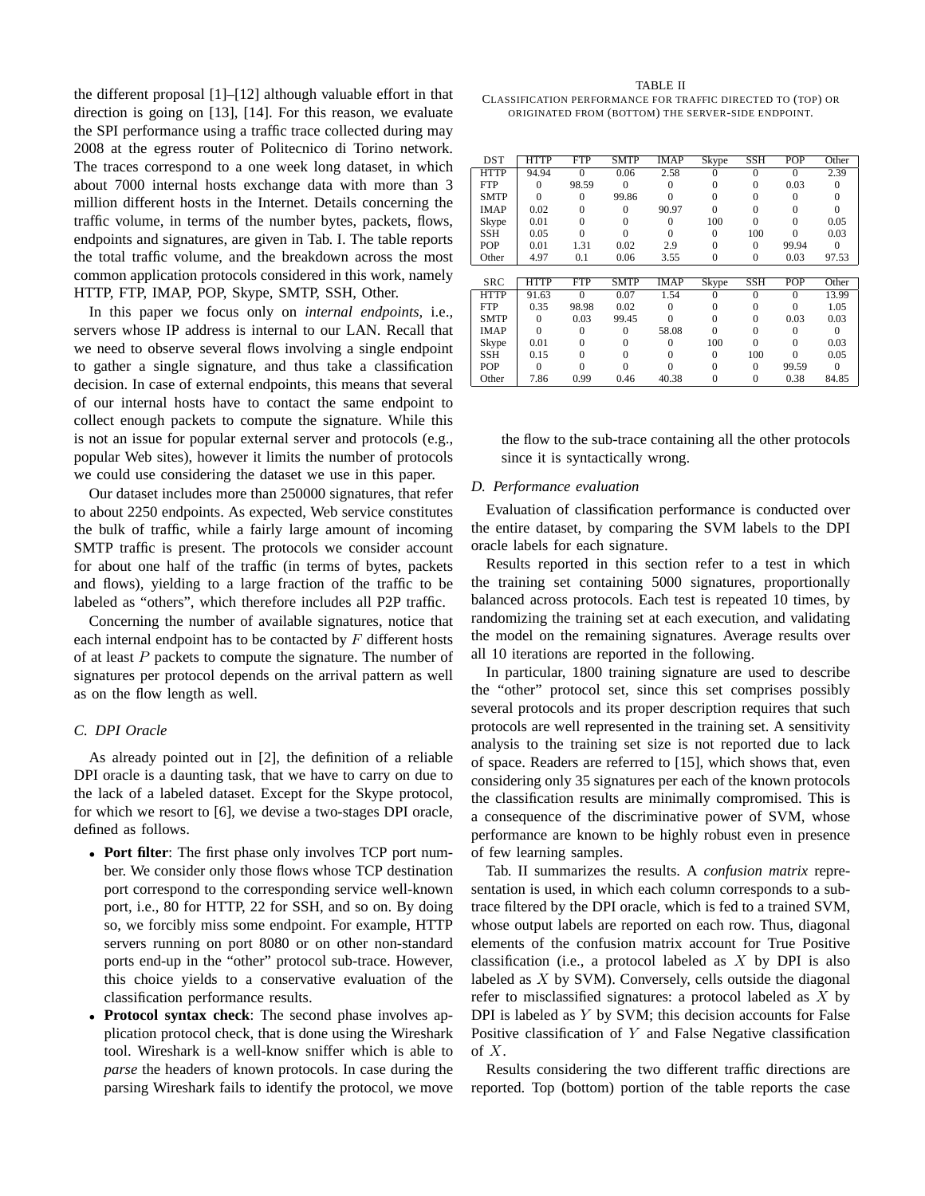the different proposal [1]–[12] although valuable effort in that direction is going on [13], [14]. For this reason, we evaluate the SPI performance using a traffic trace collected during may 2008 at the egress router of Politecnico di Torino network. The traces correspond to a one week long dataset, in which about 7000 internal hosts exchange data with more than 3 million different hosts in the Internet. Details concerning the traffic volume, in terms of the number bytes, packets, flows, endpoints and signatures, are given in Tab. I. The table reports the total traffic volume, and the breakdown across the most common application protocols considered in this work, namely HTTP, FTP, IMAP, POP, Skype, SMTP, SSH, Other.

In this paper we focus only on *internal endpoints*, i.e., servers whose IP address is internal to our LAN. Recall that we need to observe several flows involving a single endpoint to gather a single signature, and thus take a classification decision. In case of external endpoints, this means that several of our internal hosts have to contact the same endpoint to collect enough packets to compute the signature. While this is not an issue for popular external server and protocols (e.g., popular Web sites), however it limits the number of protocols we could use considering the dataset we use in this paper.

Our dataset includes more than 250000 signatures, that refer to about 2250 endpoints. As expected, Web service constitutes the bulk of traffic, while a fairly large amount of incoming SMTP traffic is present. The protocols we consider account for about one half of the traffic (in terms of bytes, packets and flows), yielding to a large fraction of the traffic to be labeled as "others", which therefore includes all P2P traffic.

Concerning the number of available signatures, notice that each internal endpoint has to be contacted by $F$ different hosts of at least $P$ packets to compute the signature. The number of signatures per protocol depends on the arrival pattern as well as on the flow length as well.

### C. DPI Oracle

As already pointed out in [2], the definition of a reliable DPI oracle is a daunting task, that we have to carry on due to the lack of a labeled dataset. Except for the Skype protocol, for which we resort to [6], we devise a two-stages DPI oracle, defined as follows.

- **Port filter**: The first phase only involves TCP port number. We consider only those flows whose TCP destination port correspond to the corresponding service well-known port, i.e., 80 for HTTP, 22 for SSH, and so on. By doing so, we forcibly miss some endpoint. For example, HTTP servers running on port 8080 or on other non-standard ports end-up in the "other" protocol sub-trace. However, this choice yields to a conservative evaluation of the classification performance results.
- **Protocol syntax check**: The second phase involves application protocol check, that is done using the Wireshark tool. Wireshark is a well-know sniffer which is able to *parse* the headers of known protocols. In case during the parsing Wireshark fails to identify the protocol, we move the flow to the sub-trace containing all the other protocols since it is syntactically wrong.

TABLE II
CLASSIFICATION PERFORMANCE FOR TRAFFIC DIRECTED TO (TOP) OR ORIGINATED FROM (BOTTOM) THE SERVER-SIDE ENDPOINT.

| DST | HTTP | FTP | SMTP | IMAP | Skype | SSH | POP | Other |
|---|---|---|---|---|---|---|---|---|
| HTTP | 94.94 | 0 | 0.06 | 2.58 | 0 | 0 | 0 | 2.39 |
| FTP | 0 | 98.59 | 0 | 0 | 0 | 0 | 0.03 | 0 |
| SMTP | 0 | 0 | 99.86 | 0 | 0 | 0 | 0 | 0 |
| IMAP | 0.02 | 0 | 0 | 90.97 | 0 | 0 | 0 | 0 |
| Skype | 0.01 | 0 | 0 | 0 | 100 | 0 | 0 | 0.05 |
| SSH | 0.05 | 0 | 0 | 0 | 0 | 100 | 0 | 0.03 |
| POP | 0.01 | 1.31 | 0.02 | 2.9 | 0 | 0 | 99.94 | 0 |
| Other | 4.97 | 0.1 | 0.06 | 3.55 | 0 | 0 | 0.03 | 97.53 |

| SRC | HTTP | FTP | SMTP | IMAP | Skype | SSH | POP | Other |
|---|---|---|---|---|---|---|---|---|
| HTTP | 91.63 | 0 | 0.07 | 1.54 | 0 | 0 | 0 | 13.99 |
| FTP | 0.35 | 98.98 | 0.02 | 0 | 0 | 0 | 0 | 1.05 |
| SMTP | 0 | 0.03 | 99.45 | 0 | 0 | 0 | 0.03 | 0.03 |
| IMAP | 0 | 0 | 0 | 58.08 | 0 | 0 | 0 | 0 |
| Skype | 0.01 | 0 | 0 | 0 | 100 | 0 | 0 | 0.03 |
| SSH | 0.15 | 0 | 0 | 0 | 0 | 100 | 0 | 0.05 |
| POP | 0 | 0 | 0 | 0 | 0 | 0 | 99.59 | 0 |
| Other | 7.86 | 0.99 | 0.46 | 40.38 | 0 | 0 | 0.38 | 84.85 |

### D. Performance evaluation

Evaluation of classification performance is conducted over the entire dataset, by comparing the SVM labels to the DPI oracle labels for each signature.

Results reported in this section refer to a test in which the training set containing 5000 signatures, proportionally balanced across protocols. Each test is repeated 10 times, by randomizing the training set at each execution, and validating the model on the remaining signatures. Average results over all 10 iterations are reported in the following.

In particular, 1800 training signature are used to describe the "other" protocol set, since this set comprises possibly several protocols and its proper description requires that such protocols are well represented in the training set. A sensitivity analysis to the training set size is not reported due to lack of space. Readers are referred to [15], which shows that, even considering only 35 signatures per each of the known protocols the classification results are minimally compromised. This is a consequence of the discriminative power of SVM, whose performance are known to be highly robust even in presence of few learning samples.

Tab. II summarizes the results. A *confusion matrix* representation is used, in which each column corresponds to a sub-trace filtered by the DPI oracle, which is fed to a trained SVM, whose output labels are reported on each row. Thus, diagonal elements of the confusion matrix account for True Positive classification (i.e., a protocol labeled as $X$ by DPI is also labeled as $X$ by SVM). Conversely, cells outside the diagonal refer to misclassified signatures: a protocol labeled as $X$ by DPI is labeled as $Y$ by SVM; this decision accounts for False Positive classification of $Y$ and False Negative classification of $X$.

Results considering the two different traffic directions are reported. Top (bottom) portion of the table reports the case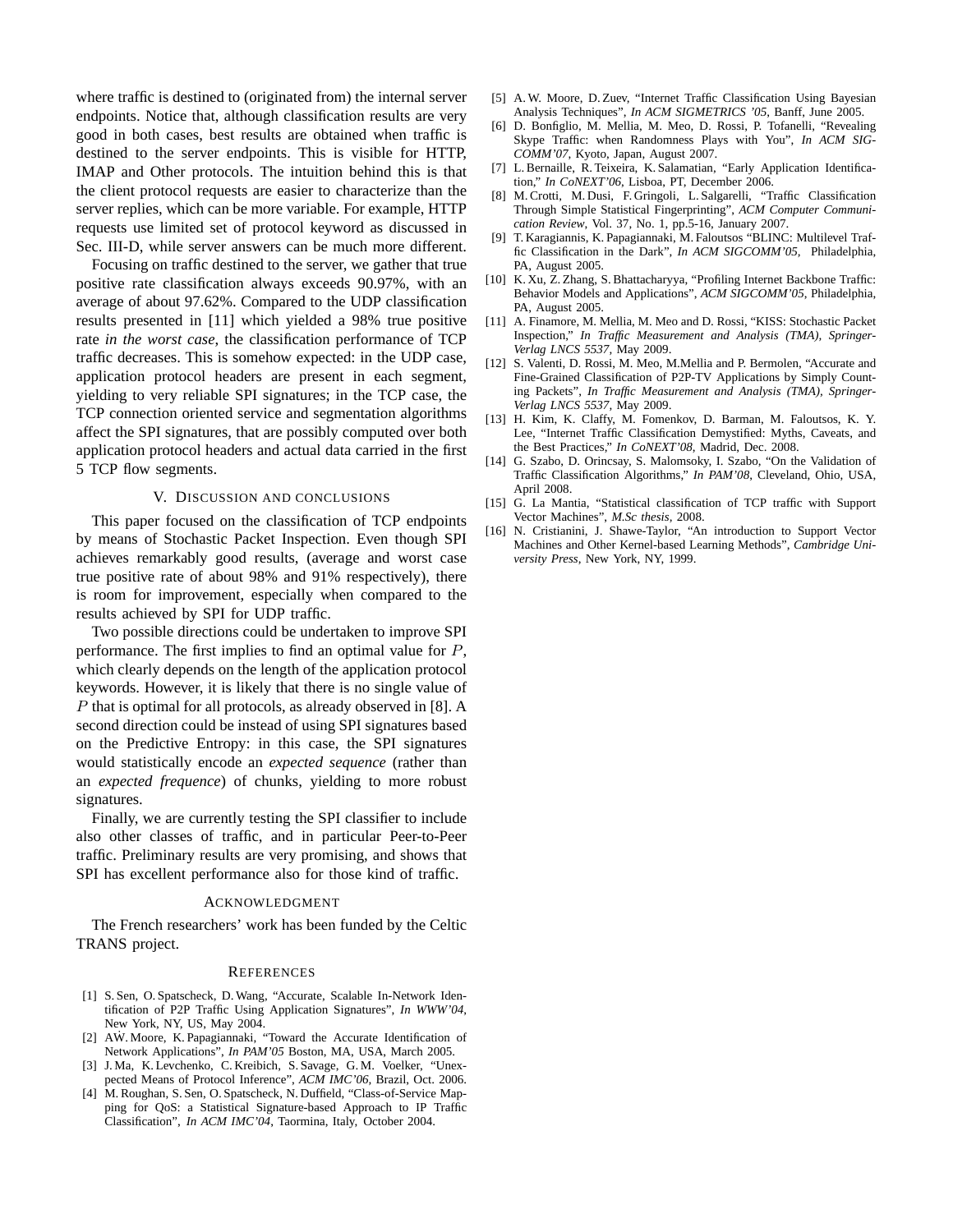where traffic is destined to (originated from) the internal server endpoints. Notice that, although classification results are very good in both cases, best results are obtained when traffic is destined to the server endpoints. This is visible for HTTP, IMAP and Other protocols. The intuition behind this is that the client protocol requests are easier to characterize than the server replies, which can be more variable. For example, HTTP requests use limited set of protocol keyword as discussed in Sec. III-D, while server answers can be much more different.

Focusing on traffic destined to the server, we gather that true positive rate classification always exceeds 90.97%, with an average of about 97.62%. Compared to the UDP classification results presented in [11] which yielded a 98% true positive rate *in the worst case*, the classification performance of TCP traffic decreases. This is somehow expected: in the UDP case, application protocol headers are present in each segment, yielding to very reliable SPI signatures; in the TCP case, the TCP connection oriented service and segmentation algorithms affect the SPI signatures, that are possibly computed over both application protocol headers and actual data carried in the first 5 TCP flow segments.

## V. Discussion and conclusions

This paper focused on the classification of TCP endpoints by means of Stochastic Packet Inspection. Even though SPI achieves remarkably good results, (average and worst case true positive rate of about 98% and 91% respectively), there is room for improvement, especially when compared to the results achieved by SPI for UDP traffic.

Two possible directions could be undertaken to improve SPI performance. The first implies to find an optimal value for $P$, which clearly depends on the length of the application protocol keywords. However, it is likely that there is no single value of $P$ that is optimal for all protocols, as already observed in [8]. A second direction could be instead of using SPI signatures based on the Predictive Entropy: in this case, the SPI signatures would statistically encode an *expected sequence* (rather than an *expected frequence*) of chunks, yielding to more robust signatures.

Finally, we are currently testing the SPI classifier to include also other classes of traffic, and in particular Peer-to-Peer traffic. Preliminary results are very promising, and shows that SPI has excellent performance also for those kind of traffic.

## Acknowledgment

The French researchers' work has been funded by the Celtic TRANS project.

## References

[1] S. Sen, O. Spatscheck, D. Wang, "Accurate, Scalable In-Network Identification of P2P Traffic Using Application Signatures", *In WWW'04*, New York, NY, US, May 2004.

[2] AW. Moore, K. Papagiannaki, "Toward the Accurate Identification of Network Applications", *In PAM'05* Boston, MA, USA, March 2005.

[3] J. Ma, K. Levchenko, C. Kreibich, S. Savage, G. M. Voelker, "Unexpected Means of Protocol Inference", *ACM IMC'06*, Brazil, Oct. 2006.

[4] M. Roughan, S. Sen, O. Spatscheck, N. Duffield, "Class-of-Service Mapping for QoS: a Statistical Signature-based Approach to IP Traffic Classification", *In ACM IMC'04*, Taormina, Italy, October 2004.

[5] A. W. Moore, D. Zuev, "Internet Traffic Classification Using Bayesian Analysis Techniques", *In ACM SIGMETRICS '05*, Banff, June 2005.

[6] D. Bonfiglio, M. Mellia, M. Meo, D. Rossi, P. Tofanelli, "Revealing Skype Traffic: when Randomness Plays with You", *In ACM SIGCOMM'07*, Kyoto, Japan, August 2007.

[7] L. Bernaille, R. Teixeira, K. Salamatian, "Early Application Identification," *In CoNEXT'06*, Lisboa, PT, December 2006.

[8] M. Crotti, M. Dusi, F. Gringoli, L. Salgarelli, "Traffic Classification Through Simple Statistical Fingerprinting", *ACM Computer Communication Review*, Vol. 37, No. 1, pp.5-16, January 2007.

[9] T. Karagiannis, K. Papagiannaki, M. Faloutsos "BLINC: Multilevel Traffic Classification in the Dark", *In ACM SIGCOMM'05*, Philadelphia, PA, August 2005.

[10] K. Xu, Z. Zhang, S. Bhattacharyya, "Profiling Internet Backbone Traffic: Behavior Models and Applications", *ACM SIGCOMM'05*, Philadelphia, PA, August 2005.

[11] A. Finamore, M. Mellia, M. Meo and D. Rossi, "KISS: Stochastic Packet Inspection," *In Traffic Measurement and Analysis (TMA), Springer-Verlag LNCS 5537*, May 2009.

[12] S. Valenti, D. Rossi, M. Meo, M.Mellia and P. Bermolen, "Accurate and Fine-Grained Classification of P2P-TV Applications by Simply Counting Packets", *In Traffic Measurement and Analysis (TMA), Springer-Verlag LNCS 5537*, May 2009.

[13] H. Kim, K. Claffy, M. Fomenkov, D. Barman, M. Faloutsos, K. Y. Lee, "Internet Traffic Classification Demystified: Myths, Caveats, and the Best Practices," *In CoNEXT'08*, Madrid, Dec. 2008.

[14] G. Szabo, D. Orincsay, S. Malomsoky, I. Szabo, "On the Validation of Traffic Classification Algorithms," *In PAM'08*, Cleveland, Ohio, USA, April 2008.

[15] G. La Mantia, "Statistical classification of TCP traffic with Support Vector Machines", *M.Sc thesis*, 2008.

[16] N. Cristianini, J. Shawe-Taylor, "An introduction to Support Vector Machines and Other Kernel-based Learning Methods", *Cambridge University Press*, New York, NY, 1999.